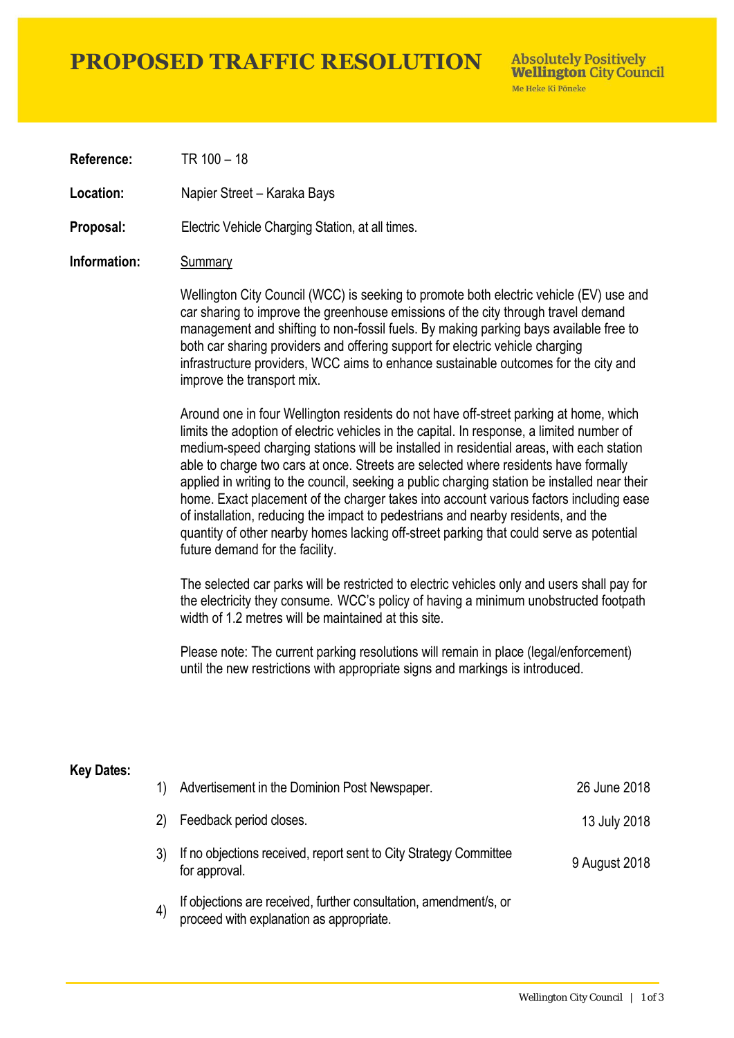# PROPOSED TRAFFIC RESOLUTION

**Absolutely Positively Wellington City Council**
Me Heke Ki Pōneke

**Reference:** TR 100 – 18

**Location:** Napier Street – Karaka Bays

**Proposal:** Electric Vehicle Charging Station, at all times.

**Information:** Summary

Wellington City Council (WCC) is seeking to promote both electric vehicle (EV) use and car sharing to improve the greenhouse emissions of the city through travel demand management and shifting to non-fossil fuels. By making parking bays available free to both car sharing providers and offering support for electric vehicle charging infrastructure providers, WCC aims to enhance sustainable outcomes for the city and improve the transport mix.

Around one in four Wellington residents do not have off-street parking at home, which limits the adoption of electric vehicles in the capital. In response, a limited number of medium-speed charging stations will be installed in residential areas, with each station able to charge two cars at once. Streets are selected where residents have formally applied in writing to the council, seeking a public charging station be installed near their home. Exact placement of the charger takes into account various factors including ease of installation, reducing the impact to pedestrians and nearby residents, and the quantity of other nearby homes lacking off-street parking that could serve as potential future demand for the facility.

The selected car parks will be restricted to electric vehicles only and users shall pay for the electricity they consume. WCC's policy of having a minimum unobstructed footpath width of 1.2 metres will be maintained at this site.

Please note: The current parking resolutions will remain in place (legal/enforcement) until the new restrictions with appropriate signs and markings is introduced.

**Key Dates:**

1) Advertisement in the Dominion Post Newspaper. — 26 June 2018
2) Feedback period closes. — 13 July 2018
3) If no objections received, report sent to City Strategy Committee for approval. — 9 August 2018
4) If objections are received, further consultation, amendment/s, or proceed with explanation as appropriate.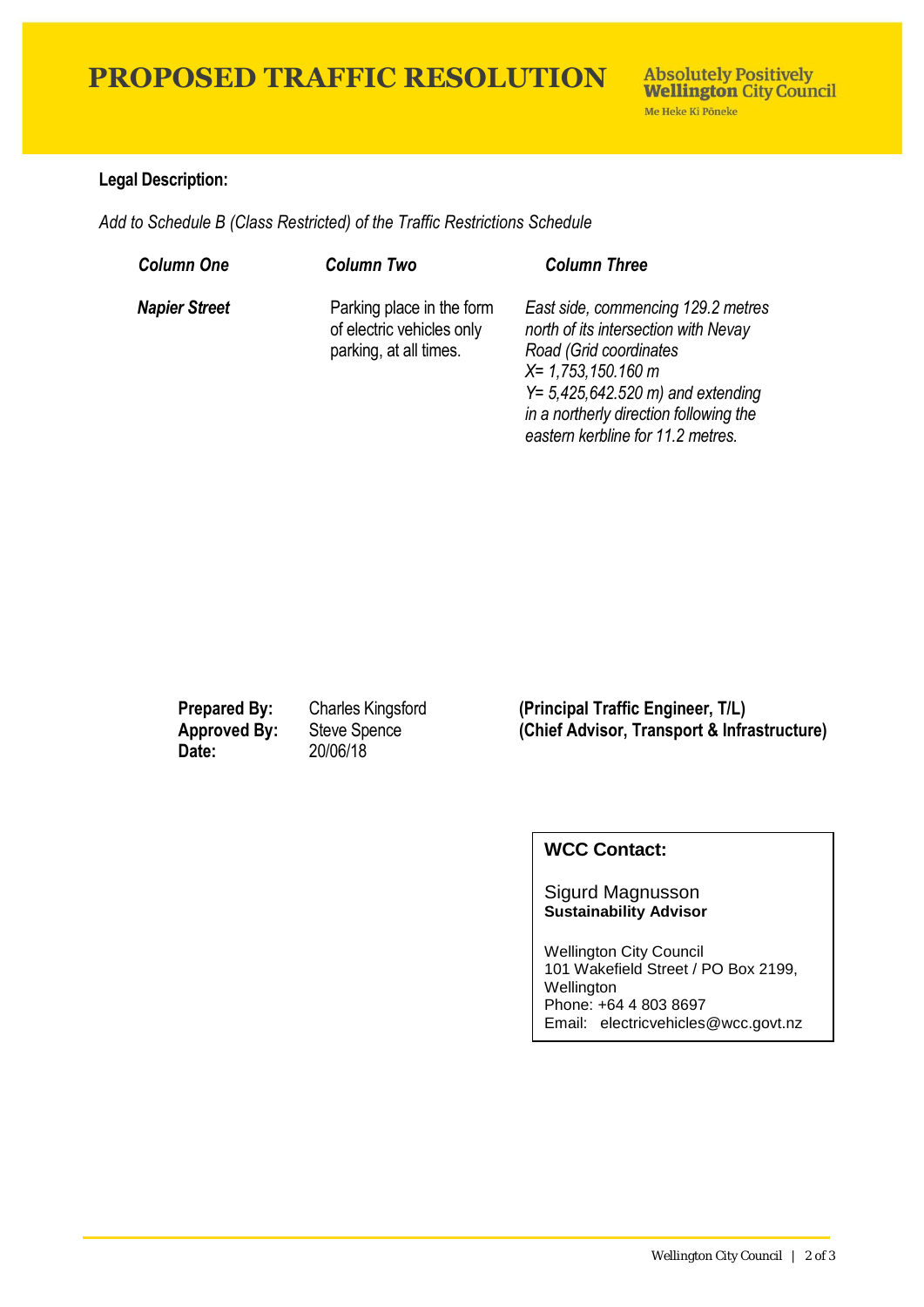# PROPOSED TRAFFIC RESOLUTION

**Absolutely Positively Wellington City Council**
Me Heke Ki Pōneke

**Legal Description:**

*Add to Schedule B (Class Restricted) of the Traffic Restrictions Schedule*

| *Column One* | *Column Two* | *Column Three* |
|---|---|---|
| ***Napier Street*** | Parking place in the form of electric vehicles only parking, at all times. | *East side, commencing 129.2 metres north of its intersection with Nevay Road (Grid coordinates X= 1,753,150.160 m Y= 5,425,642.520 m) and extending in a northerly direction following the eastern kerbline for 11.2 metres.* |

| | | |
|---|---|---|
| **Prepared By:** | Charles Kingsford | **(Principal Traffic Engineer, T/L)** |
| **Approved By:** | Steve Spence | **(Chief Advisor, Transport & Infrastructure)** |
| **Date:** | 20/06/18 | |

**WCC Contact:**

Sigurd Magnusson
**Sustainability Advisor**

Wellington City Council
101 Wakefield Street / PO Box 2199, Wellington
Phone: +64 4 803 8697
Email: electricvehicles@wcc.govt.nz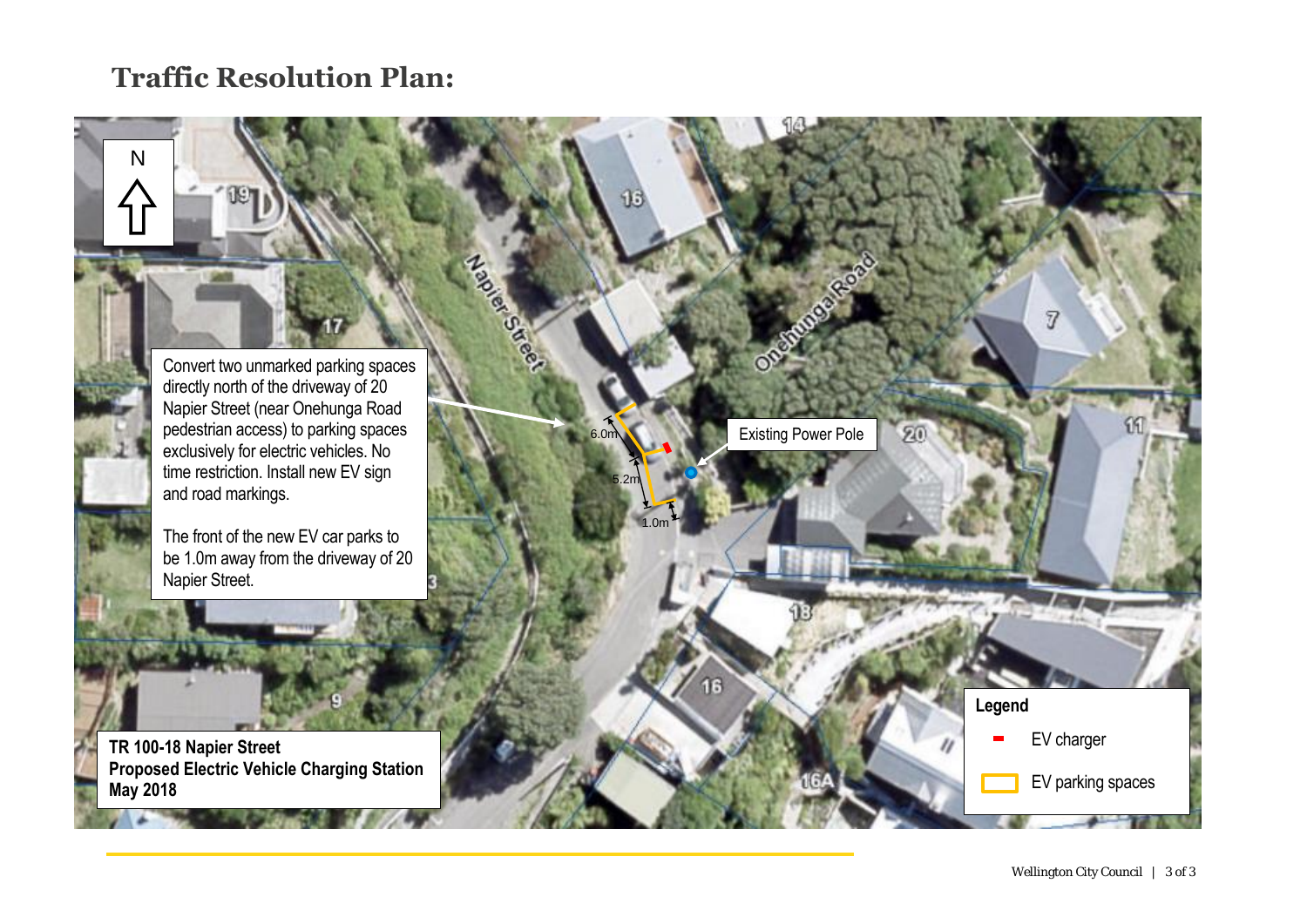## Traffic Resolution Plan:

N

Napier Street

Onehunga Road

Convert two unmarked parking spaces directly north of the driveway of 20 Napier Street (near Onehunga Road pedestrian access) to parking spaces exclusively for electric vehicles. No time restriction. Install new EV sign and road markings.

The front of the new EV car parks to be 1.0m away from the driveway of 20 Napier Street.

6.0m

5.2m

1.0m

Existing Power Pole

**TR 100-18 Napier Street**
**Proposed Electric Vehicle Charging Station**
**May 2018**

**Legend**

EV charger

EV parking spaces